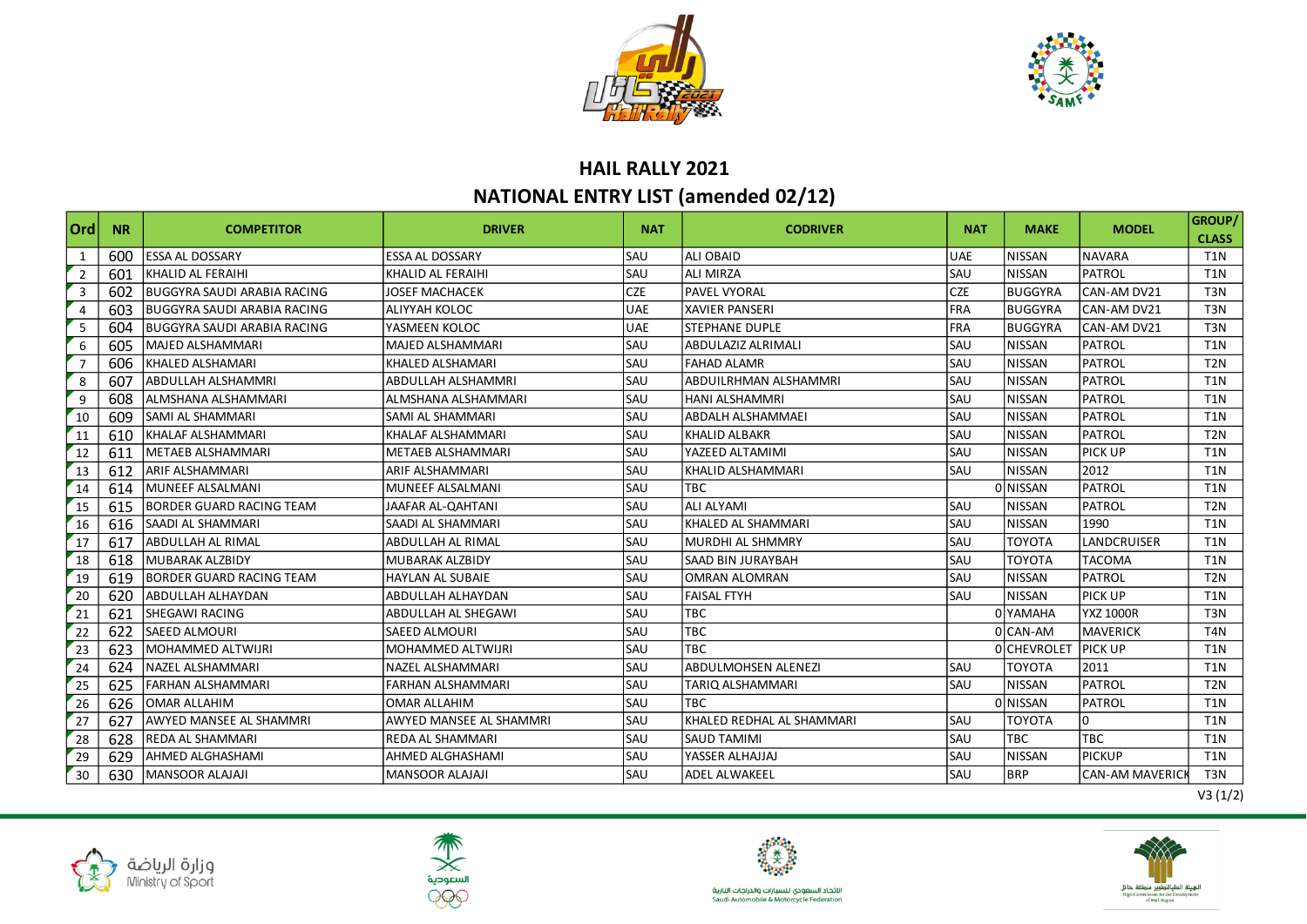# HAIL RALLY 2021

## NATIONAL ENTRY LIST (amended 02/12)

| Ord | NR | COMPETITOR | DRIVER | NAT | CODRIVER | NAT | MAKE | MODEL | GROUP/ CLASS |
|---|---|---|---|---|---|---|---|---|---|
| 1 | 600 | ESSA AL DOSSARY | ESSA AL DOSSARY | SAU | ALI OBAID | UAE | NISSAN | NAVARA | T1N |
| 2 | 601 | KHALID AL FERAIHI | KHALID AL FERAIHI | SAU | ALI MIRZA | SAU | NISSAN | PATROL | T1N |
| 3 | 602 | BUGGYRA SAUDI ARABIA RACING | JOSEF MACHACEK | CZE | PAVEL VYORAL | CZE | BUGGYRA | CAN-AM DV21 | T3N |
| 4 | 603 | BUGGYRA SAUDI ARABIA RACING | ALIYYAH KOLOC | UAE | XAVIER PANSERI | FRA | BUGGYRA | CAN-AM DV21 | T3N |
| 5 | 604 | BUGGYRA SAUDI ARABIA RACING | YASMEEN KOLOC | UAE | STEPHANE DUPLE | FRA | BUGGYRA | CAN-AM DV21 | T3N |
| 6 | 605 | MAJED ALSHAMMARI | MAJED ALSHAMMARI | SAU | ABDULAZIZ ALRIMALI | SAU | NISSAN | PATROL | T1N |
| 7 | 606 | KHALED ALSHAMARI | KHALED ALSHAMARI | SAU | FAHAD ALAMR | SAU | NISSAN | PATROL | T2N |
| 8 | 607 | ABDULLAH ALSHAMMRI | ABDULLAH ALSHAMMRI | SAU | ABDUILRHMAN ALSHAMMRI | SAU | NISSAN | PATROL | T1N |
| 9 | 608 | ALMSHANA ALSHAMMARI | ALMSHANA ALSHAMMARI | SAU | HANI ALSHAMMRI | SAU | NISSAN | PATROL | T1N |
| 10 | 609 | SAMI AL SHAMMARI | SAMI AL SHAMMARI | SAU | ABDALH ALSHAMMAEI | SAU | NISSAN | PATROL | T1N |
| 11 | 610 | KHALAF ALSHAMMARI | KHALAF ALSHAMMARI | SAU | KHALID ALBAKR | SAU | NISSAN | PATROL | T2N |
| 12 | 611 | METAEB ALSHAMMARI | METAEB ALSHAMMARI | SAU | YAZEED ALTAMIMI | SAU | NISSAN | PICK UP | T1N |
| 13 | 612 | ARIF ALSHAMMARI | ARIF ALSHAMMARI | SAU | KHALID ALSHAMMARI | SAU | NISSAN | 2012 | T1N |
| 14 | 614 | MUNEEF ALSALMANI | MUNEEF ALSALMANI | SAU | TBC | 0 | NISSAN | PATROL | T1N |
| 15 | 615 | BORDER GUARD RACING TEAM | JAAFAR AL-QAHTANI | SAU | ALI ALYAMI | SAU | NISSAN | PATROL | T2N |
| 16 | 616 | SAADI AL SHAMMARI | SAADI AL SHAMMARI | SAU | KHALED AL SHAMMARI | SAU | NISSAN | 1990 | T1N |
| 17 | 617 | ABDULLAH AL RIMAL | ABDULLAH AL RIMAL | SAU | MURDHI AL SHMMRY | SAU | TOYOTA | LANDCRUISER | T1N |
| 18 | 618 | MUBARAK ALZBIDY | MUBARAK ALZBIDY | SAU | SAAD BIN JURAYBAH | SAU | TOYOTA | TACOMA | T1N |
| 19 | 619 | BORDER GUARD RACING TEAM | HAYLAN AL SUBAIE | SAU | OMRAN ALOMRAN | SAU | NISSAN | PATROL | T2N |
| 20 | 620 | ABDULLAH ALHAYDAN | ABDULLAH ALHAYDAN | SAU | FAISAL FTYH | SAU | NISSAN | PICK UP | T1N |
| 21 | 621 | SHEGAWI RACING | ABDULLAH AL SHEGAWI | SAU | TBC | 0 | YAMAHA | YXZ 1000R | T3N |
| 22 | 622 | SAEED ALMOURI | SAEED ALMOURI | SAU | TBC | 0 | CAN-AM | MAVERICK | T4N |
| 23 | 623 | MOHAMMED ALTWIJRI | MOHAMMED ALTWIJRI | SAU | TBC | 0 | CHEVROLET | PICK UP | T1N |
| 24 | 624 | NAZEL ALSHAMMARI | NAZEL ALSHAMMARI | SAU | ABDULMOHSEN ALENEZI | SAU | TOYOTA | 2011 | T1N |
| 25 | 625 | FARHAN ALSHAMMARI | FARHAN ALSHAMMARI | SAU | TARIQ ALSHAMMARI | SAU | NISSAN | PATROL | T2N |
| 26 | 626 | OMAR ALLAHIM | OMAR ALLAHIM | SAU | TBC | 0 | NISSAN | PATROL | T1N |
| 27 | 627 | AWYED MANSEE AL SHAMMRI | AWYED MANSEE AL SHAMMRI | SAU | KHALED REDHAL AL SHAMMARI | SAU | TOYOTA | 0 | T1N |
| 28 | 628 | REDA AL SHAMMARI | REDA AL SHAMMARI | SAU | SAUD TAMIMI | SAU | TBC | TBC | T1N |
| 29 | 629 | AHMED ALGHASHAMI | AHMED ALGHASHAMI | SAU | YASSER ALHAJJAJ | SAU | NISSAN | PICKUP | T1N |
| 30 | 630 | MANSOOR ALAJAJI | MANSOOR ALAJAJI | SAU | ADEL ALWAKEEL | SAU | BRP | CAN-AM MAVERICK | T3N |

V3 (1/2)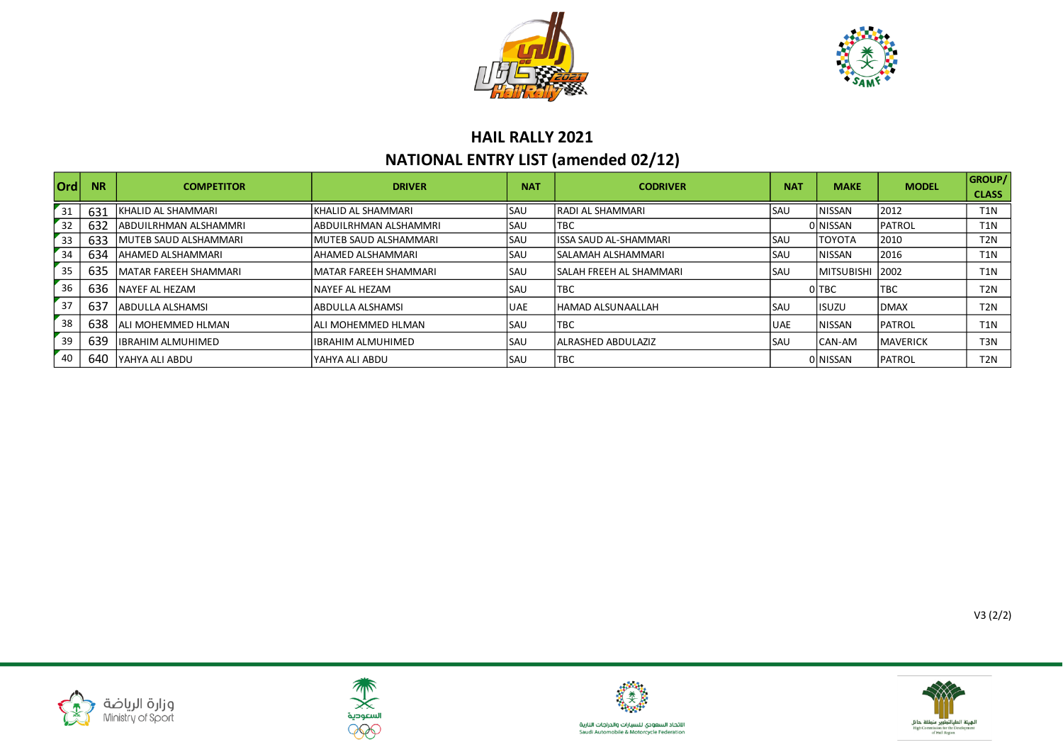## HAIL RALLY 2021

## NATIONAL ENTRY LIST (amended 02/12)

| Ord | NR | COMPETITOR | DRIVER | NAT | CODRIVER | NAT | MAKE | MODEL | GROUP/ CLASS |
|---|---|---|---|---|---|---|---|---|---|
| 31 | 631 | KHALID AL SHAMMARI | KHALID AL SHAMMARI | SAU | RADI AL SHAMMARI | SAU | NISSAN | 2012 | T1N |
| 32 | 632 | ABDUILRHMAN ALSHAMMRI | ABDUILRHMAN ALSHAMMRI | SAU | TBC | 0 | NISSAN | PATROL | T1N |
| 33 | 633 | MUTEB SAUD ALSHAMMARI | MUTEB SAUD ALSHAMMARI | SAU | ISSA SAUD AL-SHAMMARI | SAU | TOYOTA | 2010 | T2N |
| 34 | 634 | AHAMED ALSHAMMARI | AHAMED ALSHAMMARI | SAU | SALAMAH ALSHAMMARI | SAU | NISSAN | 2016 | T1N |
| 35 | 635 | MATAR FAREEH SHAMMARI | MATAR FAREEH SHAMMARI | SAU | SALAH FREEH AL SHAMMARI | SAU | MITSUBISHI | 2002 | T1N |
| 36 | 636 | NAYEF AL HEZAM | NAYEF AL HEZAM | SAU | TBC | 0 | TBC | TBC | T2N |
| 37 | 637 | ABDULLA ALSHAMSI | ABDULLA ALSHAMSI | UAE | HAMAD ALSUNAALLAH | SAU | ISUZU | DMAX | T2N |
| 38 | 638 | ALI MOHEMMED HLMAN | ALI MOHEMMED HLMAN | SAU | TBC | UAE | NISSAN | PATROL | T1N |
| 39 | 639 | IBRAHIM ALMUHIMED | IBRAHIM ALMUHIMED | SAU | ALRASHED ABDULAZIZ | SAU | CAN-AM | MAVERICK | T3N |
| 40 | 640 | YAHYA ALI ABDU | YAHYA ALI ABDU | SAU | TBC | 0 | NISSAN | PATROL | T2N |

V3 (2/2)